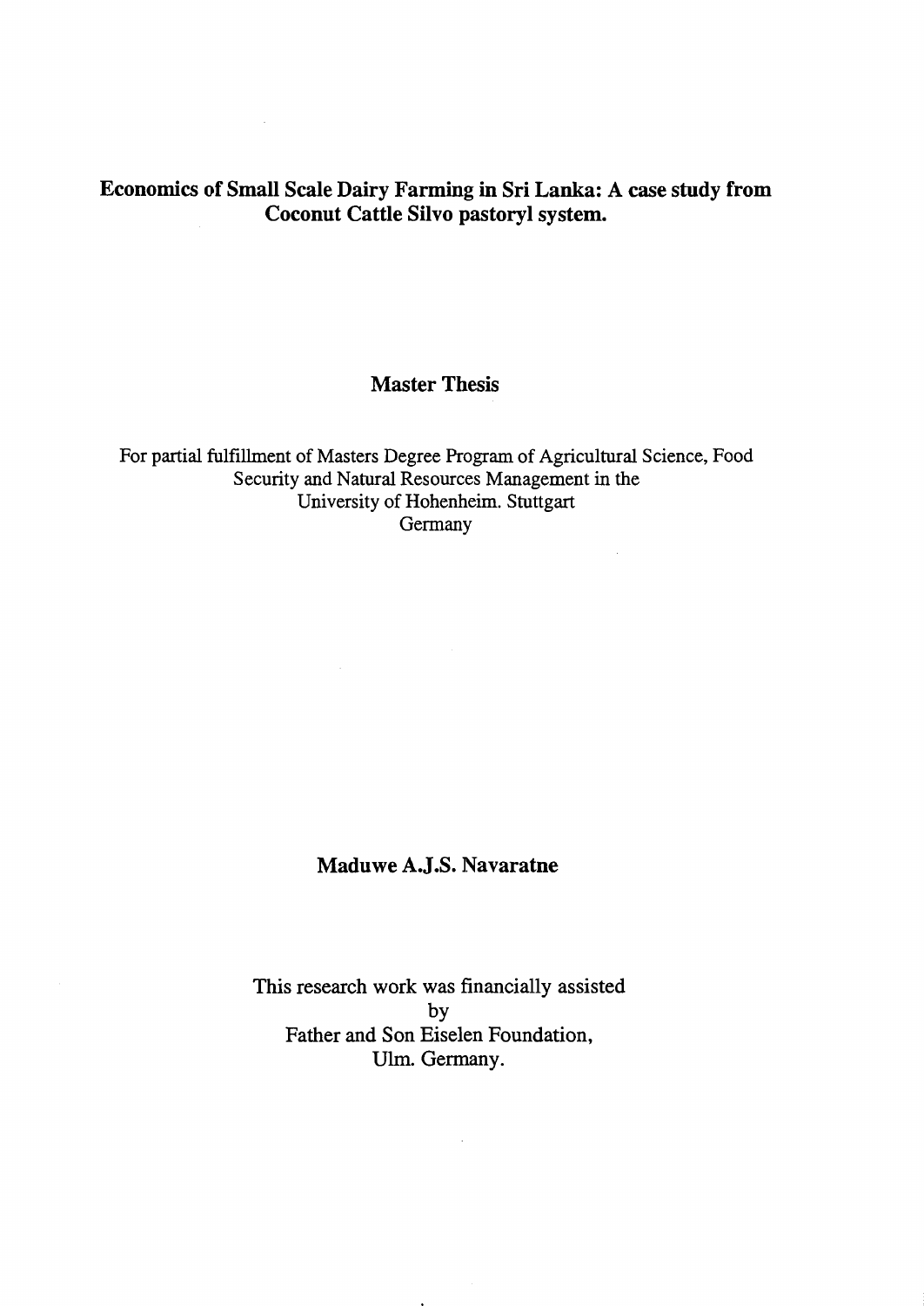# Economics of Small Scale Dairy Farming in Sri Lanka: A case study from Coconut Cattle Silvo pastoryl system.

## Master Thesis

For partial fulfillment of Masters Degree Program of Agricultural Science, Food Security and Natural Resources Management in the University of Hohenheim. Stuttgart Germany

**Maduwe A.J.S. Navaratne**

This research work was financially assisted by Father and Son Eiselen Foundation, Ulm. Germany.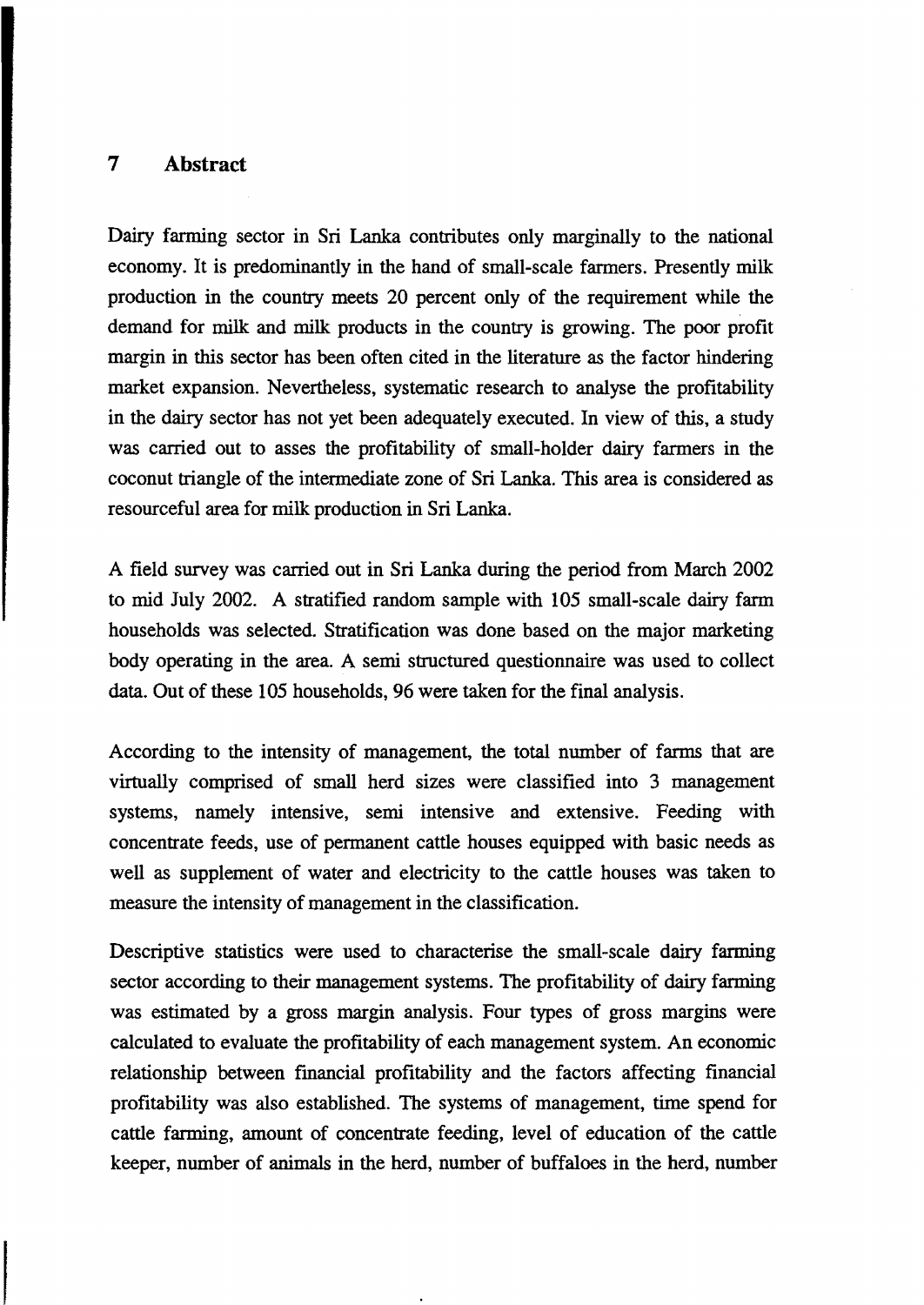# 7 Abstract

Dairy farming sector in Sri Lanka contributes only marginally to the national economy. It is predominantly in the hand of small-scale farmers. Presently milk production in the country meets 20 percent only of the requirement while the demand for milk and milk products in the country is growing. The poor profit margin in this sector has been often cited in the literature as the factor hindering market expansion. Nevertheless, systematic research to analyse the profitability in the dairy sector has not yet been adequately executed. In view of this, a study was carried out to asses the profitability of small-holder dairy farmers in the coconut triangle of the intermediate zone of Sri Lanka. This area is considered as resourceful area for milk production in Sri Lanka.

A field survey was carried out in Sri Lanka during the period from March 2002 to mid July 2002. A stratified random sample with 105 small-scale dairy farm households was selected. Stratification was done based on the major marketing body operating in the area. A semi structured questionnaire was used to collect data. Out of these 105 households, 96 were taken for the final analysis.

According to the intensity of management, the total number of farms that are virtually comprised of small herd sizes were classified into 3 management systems, namely intensive, semi intensive and extensive. Feeding with concentrate feeds, use of permanent cattle houses equipped with basic needs as well as supplement of water and electricity to the cattle houses was taken to measure the intensity of management in the classification.

Descriptive statistics were used to characterise the small-scale dairy farming sector according to their management systems. The profitability of dairy farming was estimated by a gross margin analysis. Four types of gross margins were calculated to evaluate the profitability of each management system. An economic relationship between financial profitability and the factors affecting financial profitability was also established. The systems of management, time spend for cattle farming, amount of concentrate feeding, level of education of the cattle keeper, number of animals in the herd, number of buffaloes in the herd, number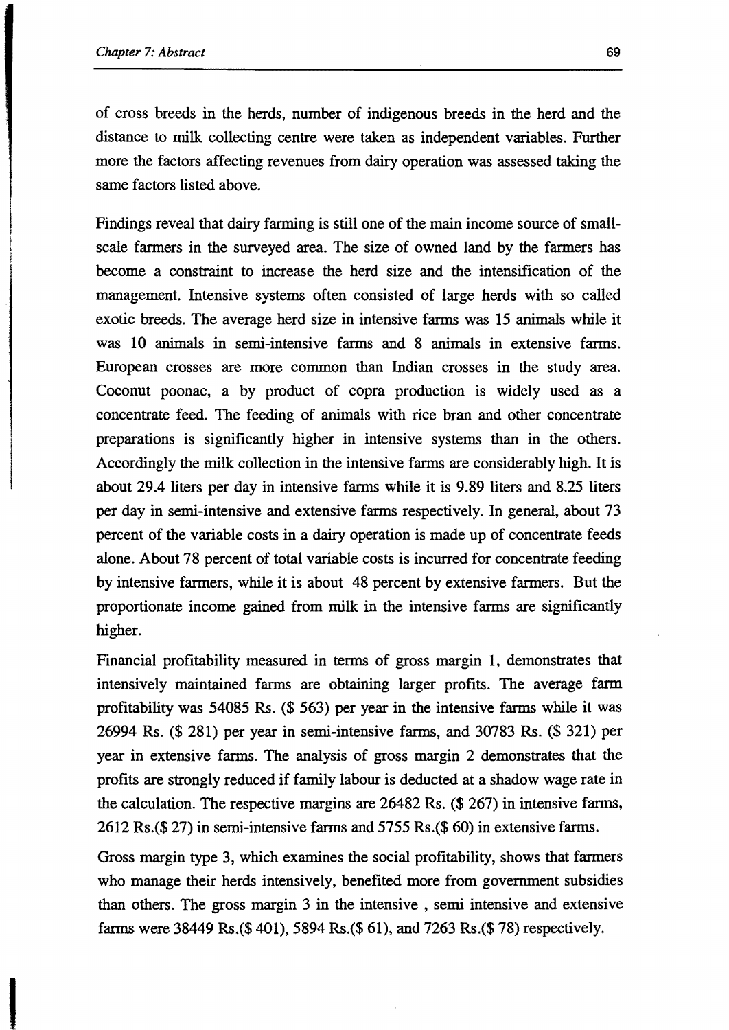of cross breeds in the herds, number of indigenous breeds in the herd and the distance to milk collecting centre were taken as independent variables. Further more the factors affecting revenues from dairy operation was assessed taking the same factors listed above.

Findings reveal that dairy farming is still one of the main income source of small-scale farmers in the surveyed area. The size of owned land by the farmers has become a constraint to increase the herd size and the intensification of the management. Intensive systems often consisted of large herds with so called exotic breeds. The average herd size in intensive farms was 15 animals while it was 10 animals in semi-intensive farms and 8 animals in extensive farms. European crosses are more common than Indian crosses in the study area. Coconut poonac, a by product of copra production is widely used as a concentrate feed. The feeding of animals with rice bran and other concentrate preparations is significantly higher in intensive systems than in the others. Accordingly the milk collection in the intensive farms are considerably high. It is about 29.4 liters per day in intensive farms while it is 9.89 liters and 8.25 liters per day in semi-intensive and extensive farms respectively. In general, about 73 percent of the variable costs in a dairy operation is made up of concentrate feeds alone. About 78 percent of total variable costs is incurred for concentrate feeding by intensive farmers, while it is about 48 percent by extensive farmers. But the proportionate income gained from milk in the intensive farms are significantly higher.

Financial profitability measured in terms of gross margin 1, demonstrates that intensively maintained farms are obtaining larger profits. The average farm profitability was 54085 Rs. ($ 563) per year in the intensive farms while it was 26994 Rs. ($ 281) per year in semi-intensive farms, and 30783 Rs. ($ 321) per year in extensive farms. The analysis of gross margin 2 demonstrates that the profits are strongly reduced if family labour is deducted at a shadow wage rate in the calculation. The respective margins are 26482 Rs. ($ 267) in intensive farms, 2612 Rs.($ 27) in semi-intensive farms and 5755 Rs.($ 60) in extensive farms.

Gross margin type 3, which examines the social profitability, shows that farmers who manage their herds intensively, benefited more from government subsidies than others. The gross margin 3 in the intensive , semi intensive and extensive farms were 38449 Rs.($ 401), 5894 Rs.($ 61), and 7263 Rs.($ 78) respectively.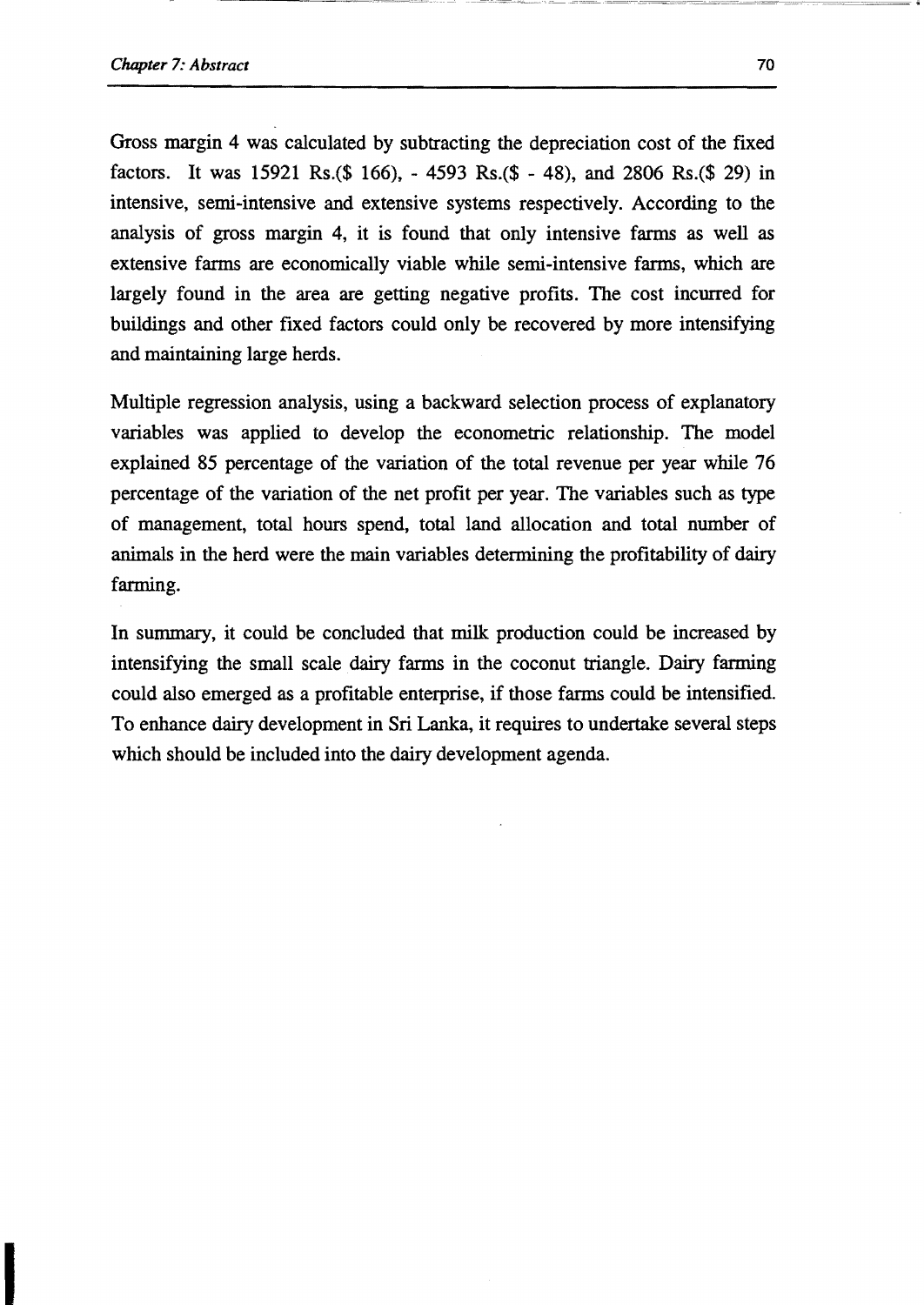Gross margin 4 was calculated by subtracting the depreciation cost of the fixed factors. It was 15921 Rs.($ 166), - 4593 Rs.($ - 48), and 2806 Rs.($ 29) in intensive, semi-intensive and extensive systems respectively. According to the analysis of gross margin 4, it is found that only intensive farms as well as extensive farms are economically viable while semi-intensive farms, which are largely found in the area are getting negative profits. The cost incurred for buildings and other fixed factors could only be recovered by more intensifying and maintaining large herds.

Multiple regression analysis, using a backward selection process of explanatory variables was applied to develop the econometric relationship. The model explained 85 percentage of the variation of the total revenue per year while 76 percentage of the variation of the net profit per year. The variables such as type of management, total hours spend, total land allocation and total number of animals in the herd were the main variables determining the profitability of dairy farming.

In summary, it could be concluded that milk production could be increased by intensifying the small scale dairy farms in the coconut triangle. Dairy farming could also emerged as a profitable enterprise, if those farms could be intensified. To enhance dairy development in Sri Lanka, it requires to undertake several steps which should be included into the dairy development agenda.